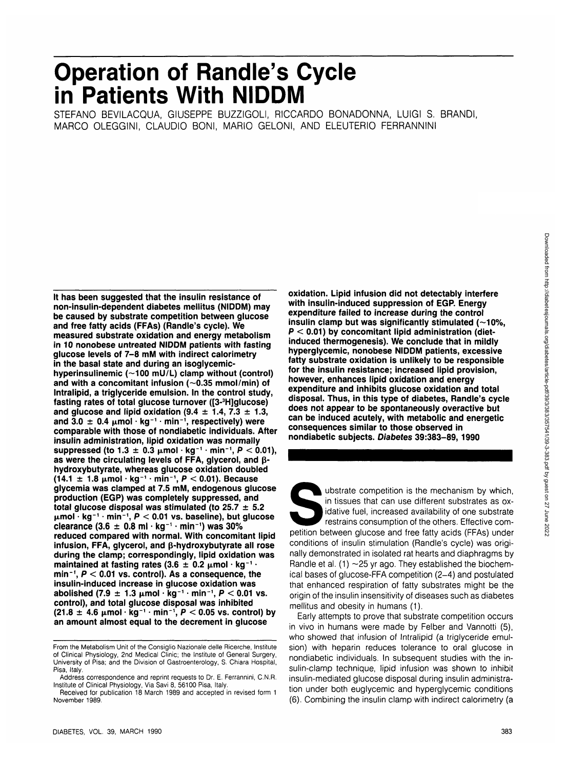# Operation of Randle's Cycle in Patients With NIDDM

STEFANO BEVILACQUA, GIUSEPPE BUZZIGOLI, RICCARDO BONADONNA, LUIGI S. BRANDI, MARCO OLEGGINI, CLAUDIO BONI, MARIO GELONI, AND ELEUTERIO FERRANNINI

**It has been suggested that the insulin resistance of non-insulin-dependent diabetes mellitus (NIDDM) may be caused by substrate competition between glucose and free fatty acids (FFAs) (Randle's cycle). We measured substrate oxidation and energy metabolism in 10 nonobese untreated NIDDM patients with fasting glucose levels of 7–8 mM with indirect calorimetry in the basal state and during an isoglycemic-hyperinsulinemic (~100 mU/L) clamp without (control) and with a concomitant infusion (~0.35 mmol/min) of Intralipid, a triglyceride emulsion. In the control study, fasting rates of total glucose turnover ([3-$^3$H]glucose) and glucose and lipid oxidation (9.4 ± 1.4, 7.3 ± 1.3, and 3.0 ± 0.4 μmol · kg$^{-1}$ · min$^{-1}$, respectively) were comparable with those of nondiabetic individuals. After insulin administration, lipid oxidation was normally suppressed (to 1.3 ± 0.3 μmol · kg$^{-1}$ · min$^{-1}$, $P < 0.01$), as were the circulating levels of FFA, glycerol, and β-hydroxybutyrate, whereas glucose oxidation doubled (14.1 ± 1.8 μmol · kg$^{-1}$ · min$^{-1}$, $P < 0.01$). Because glycemia was clamped at 7.5 mM, endogenous glucose production (EGP) was completely suppressed, and total glucose disposal was stimulated (to 25.7 ± 5.2 μmol · kg$^{-1}$ · min$^{-1}$, $P < 0.01$ vs. baseline), but glucose clearance (3.6 ± 0.8 ml · kg$^{-1}$ · min$^{-1}$) was 30% reduced compared with normal. With concomitant lipid infusion, FFA, glycerol, and β-hydroxybutyrate all rose during the clamp; correspondingly, lipid oxidation was maintained at fasting rates (3.6 ± 0.2 μmol · kg$^{-1}$ · min$^{-1}$, $P < 0.01$ vs. control). As a consequence, the insulin-induced increase in glucose oxidation was abolished (7.9 ± 1.3 μmol · kg$^{-1}$ · min$^{-1}$, $P < 0.01$ vs. control), and total glucose disposal was inhibited (21.8 ± 4.6 μmol · kg$^{-1}$ · min$^{-1}$, $P < 0.05$ vs. control) by an amount almost equal to the decrement in glucose oxidation. Lipid infusion did not detectably interfere with insulin-induced suppression of EGP. Energy expenditure failed to increase during the control insulin clamp but was significantly stimulated (~10%, $P < 0.01$) by concomitant lipid administration (diet-induced thermogenesis). We conclude that in mildly hyperglycemic, nonobese NIDDM patients, excessive fatty substrate oxidation is unlikely to be responsible for the insulin resistance; increased lipid provision, however, enhances lipid oxidation and energy expenditure and inhibits glucose oxidation and total disposal. Thus, in this type of diabetes, Randle's cycle does not appear to be spontaneously overactive but can be induced acutely, with metabolic and energetic consequences similar to those observed in nondiabetic subjects. *Diabetes* 39:383–89, 1990**

From the Metabolism Unit of the Consiglio Nazionale delle Ricerche, Institute of Clinical Physiology, 2nd Medical Clinic; the Institute of General Surgery, University of Pisa; and the Division of Gastroenterology, S. Chiara Hospital, Pisa, Italy.

Address correspondence and reprint requests to Dr. E. Ferrannini, C.N.R. Institute of Clinical Physiology, Via Savi 8, 56100 Pisa, Italy.

Received for publication 18 March 1989 and accepted in revised form 1 November 1989.

Substrate competition is the mechanism by which, in tissues that can use different substrates as oxidative fuel, increased availability of one substrate restrains consumption of the others. Effective competition between glucose and free fatty acids (FFAs) under conditions of insulin stimulation (Randle's cycle) was originally demonstrated in isolated rat hearts and diaphragms by Randle et al. (1) ~25 yr ago. They established the biochemical bases of glucose-FFA competition (2–4) and postulated that enhanced respiration of fatty substrates might be the origin of the insulin insensitivity of diseases such as diabetes mellitus and obesity in humans (1).

Early attempts to prove that substrate competition occurs in vivo in humans were made by Felber and Vannotti (5), who showed that infusion of Intralipid (a triglyceride emulsion) with heparin reduces tolerance to oral glucose in nondiabetic individuals. In subsequent studies with the insulin-clamp technique, lipid infusion was shown to inhibit insulin-mediated glucose disposal during insulin administration under both euglycemic and hyperglycemic conditions (6). Combining the insulin clamp with indirect calorimetry (a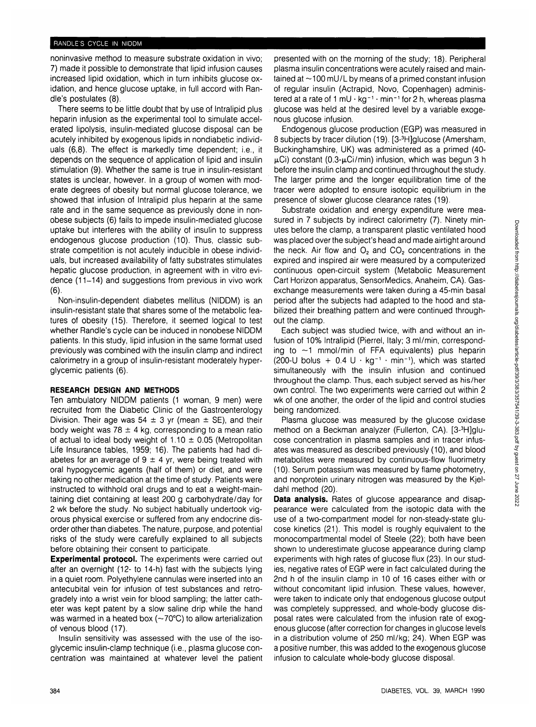noninvasive method to measure substrate oxidation in vivo; 7) made it possible to demonstrate that lipid infusion causes increased lipid oxidation, which in turn inhibits glucose oxidation, and hence glucose uptake, in full accord with Randle's postulates (8).

There seems to be little doubt that by use of Intralipid plus heparin infusion as the experimental tool to simulate accelerated lipolysis, insulin-mediated glucose disposal can be acutely inhibited by exogenous lipids in nondiabetic individuals (6,8). The effect is markedly time dependent; i.e., it depends on the sequence of application of lipid and insulin stimulation (9). Whether the same is true in insulin-resistant states is unclear, however. In a group of women with moderate degrees of obesity but normal glucose tolerance, we showed that infusion of Intralipid plus heparin at the same rate and in the same sequence as previously done in nonobese subjects (6) fails to impede insulin-mediated glucose uptake but interferes with the ability of insulin to suppress endogenous glucose production (10). Thus, classic substrate competition is not acutely inducible in obese individuals, but increased availability of fatty substrates stimulates hepatic glucose production, in agreement with in vitro evidence (11–14) and suggestions from previous in vivo work (6).

Non-insulin-dependent diabetes mellitus (NIDDM) is an insulin-resistant state that shares some of the metabolic features of obesity (15). Therefore, it seemed logical to test whether Randle's cycle can be induced in nonobese NIDDM patients. In this study, lipid infusion in the same format used previously was combined with the insulin clamp and indirect calorimetry in a group of insulin-resistant moderately hyperglycemic patients (6).

## RESEARCH DESIGN AND METHODS

Ten ambulatory NIDDM patients (1 woman, 9 men) were recruited from the Diabetic Clinic of the Gastroenterology Division. Their age was 54 ± 3 yr (mean ± SE), and their body weight was 78 ± 4 kg, corresponding to a mean ratio of actual to ideal body weight of 1.10 ± 0.05 (Metropolitan Life Insurance tables, 1959; 16). The patients had had diabetes for an average of 9 ± 4 yr, were being treated with oral hypogycemic agents (half of them) or diet, and were taking no other medication at the time of study. Patients were instructed to withhold oral drugs and to eat a weight-maintaining diet containing at least 200 g carbohydrate/day for 2 wk before the study. No subject habitually undertook vigorous physical exercise or suffered from any endocrine disorder other than diabetes. The nature, purpose, and potential risks of the study were carefully explained to all subjects before obtaining their consent to participate.

**Experimental protocol.** The experiments were carried out after an overnight (12- to 14-h) fast with the subjects lying in a quiet room. Polyethylene cannulas were inserted into an antecubital vein for infusion of test substances and retrogradely into a wrist vein for blood sampling; the latter catheter was kept patent by a slow saline drip while the hand was warmed in a heated box (~70°C) to allow arterialization of venous blood (17).

Insulin sensitivity was assessed with the use of the isoglycemic insulin-clamp technique (i.e., plasma glucose concentration was maintained at whatever level the patient presented with on the morning of the study; 18). Peripheral plasma insulin concentrations were acutely raised and maintained at ~100 mU/L by means of a primed constant infusion of regular insulin (Actrapid, Novo, Copenhagen) administered at a rate of 1 $mU \cdot kg^{-1} \cdot min^{-1}$ for 2 h, whereas plasma glucose was held at the desired level by a variable exogenous glucose infusion.

Endogenous glucose production (EGP) was measured in 8 subjects by tracer dilution (19). [3-$^3$H]glucose (Amersham, Buckinghamshire, UK) was administered as a primed (40-μCi) constant (0.3-μCi/min) infusion, which was begun 3 h before the insulin clamp and continued throughout the study. The larger prime and the longer equilibration time of the tracer were adopted to ensure isotopic equilibrium in the presence of slower glucose clearance rates (19).

Substrate oxidation and energy expenditure were measured in 7 subjects by indirect calorimetry (7). Ninety minutes before the clamp, a transparent plastic ventilated hood was placed over the subject's head and made airtight around the neck. Air flow and $O_2$ and $CO_2$ concentrations in the expired and inspired air were measured by a computerized continuous open-circuit system (Metabolic Measurement Cart Horizon apparatus, SensorMedics, Anaheim, CA). Gas-exchange measurements were taken during a 45-min basal period after the subjects had adapted to the hood and stabilized their breathing pattern and were continued throughout the clamp.

Each subject was studied twice, with and without an infusion of 10% Intralipid (Pierrel, Italy; 3 ml/min, corresponding to ~1 mmol/min of FFA equivalents) plus heparin (200-U bolus + 0.4 $U \cdot kg^{-1} \cdot min^{-1}$), which was started simultaneously with the insulin infusion and continued throughout the clamp. Thus, each subject served as his/her own control. The two experiments were carried out within 2 wk of one another, the order of the lipid and control studies being randomized.

Plasma glucose was measured by the glucose oxidase method on a Beckman analyzer (Fullerton, CA). [3-$^3$H]glucose concentration in plasma samples and in tracer infusates was measured as described previously (10), and blood metabolites were measured by continuous-flow fluorimetry (10). Serum potassium was measured by flame photometry, and nonprotein urinary nitrogen was measured by the Kjeldahl method (20).

**Data analysis.** Rates of glucose appearance and disappearance were calculated from the isotopic data with the use of a two-compartment model for non-steady-state glucose kinetics (21). This model is roughly equivalent to the monocompartmental model of Steele (22); both have been shown to underestimate glucose appearance during clamp experiments with high rates of glucose flux (23). In our studies, negative rates of EGP were in fact calculated during the 2nd h of the insulin clamp in 10 of 16 cases either with or without concomitant lipid infusion. These values, however, were taken to indicate only that endogenous glucose output was completely suppressed, and whole-body glucose disposal rates were calculated from the infusion rate of exogenous glucose (after correction for changes in glucose levels in a distribution volume of 250 ml/kg; 24). When EGP was a positive number, this was added to the exogenous glucose infusion to calculate whole-body glucose disposal.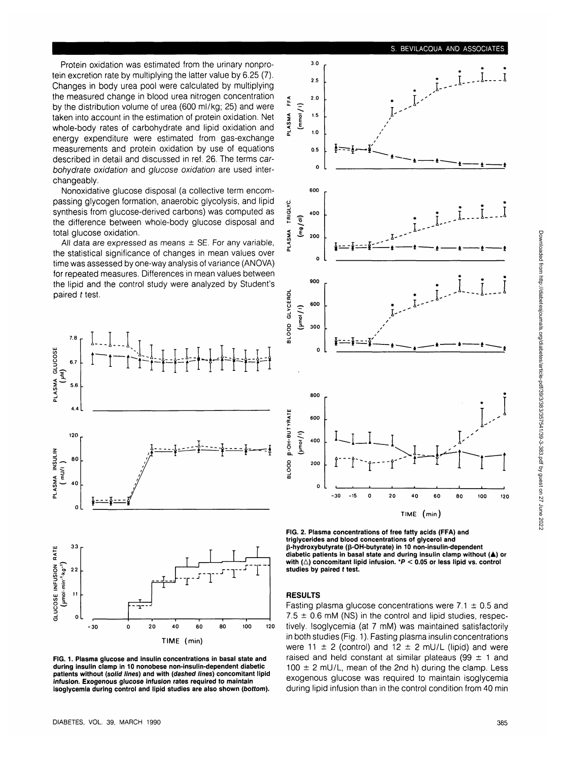Protein oxidation was estimated from the urinary nonprotein excretion rate by multiplying the latter value by 6.25 (7). Changes in body urea pool were calculated by multiplying the measured change in blood urea nitrogen concentration by the distribution volume of urea (600 ml/kg; 25) and were taken into account in the estimation of protein oxidation. Net whole-body rates of carbohydrate and lipid oxidation and energy expenditure were estimated from gas-exchange measurements and protein oxidation by use of equations described in detail and discussed in ref. 26. The terms *carbohydrate oxidation* and *glucose oxidation* are used interchangeably.

Nonoxidative glucose disposal (a collective term encompassing glycogen formation, anaerobic glycolysis, and lipid synthesis from glucose-derived carbons) was computed as the difference between whole-body glucose disposal and total glucose oxidation.

All data are expressed as means ± SE. For any variable, the statistical significance of changes in mean values over time was assessed by one-way analysis of variance (ANOVA) for repeated measures. Differences in mean values between the lipid and the control study were analyzed by Student's paired *t* test.

**FIG. 1. Plasma glucose and insulin concentrations in basal state and during insulin clamp in 10 nonobese non-insulin-dependent diabetic patients without (*solid lines*) and with (*dashed lines*) concomitant lipid infusion. Exogenous glucose infusion rates required to maintain isoglycemia during control and lipid studies are also shown (*bottom*).**

**FIG. 2. Plasma concentrations of free fatty acids (FFA) and triglycerides and blood concentrations of glycerol and β-hydroxybutyrate (β-OH-butyrate) in 10 non-insulin-dependent diabetic patients in basal state and during insulin clamp without (▲) or with (△) concomitant lipid infusion. *$P < 0.05$ or less lipid vs. control studies by paired *t* test.**

## RESULTS

Fasting plasma glucose concentrations were 7.1 ± 0.5 and 7.5 ± 0.6 mM (NS) in the control and lipid studies, respectively. Isoglycemia (at 7 mM) was maintained satisfactorily in both studies (Fig. 1). Fasting plasma insulin concentrations were 11 ± 2 (control) and 12 ± 2 mU/L (lipid) and were raised and held constant at similar plateaus (99 ± 1 and 100 ± 2 mU/L, mean of the 2nd h) during the clamp. Less exogenous glucose was required to maintain isoglycemia during lipid infusion than in the control condition from 40 min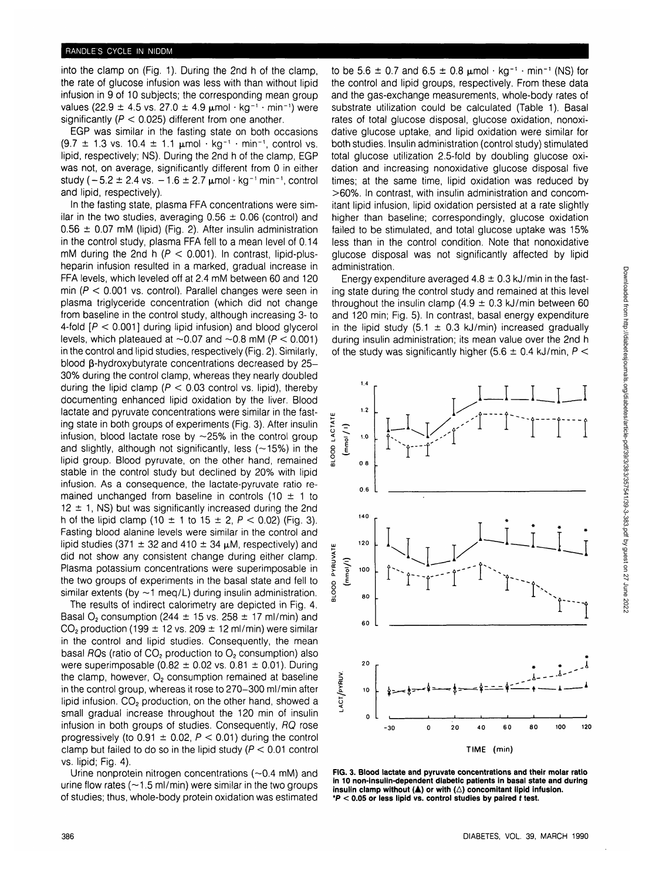into the clamp on (Fig. 1). During the 2nd h of the clamp, the rate of glucose infusion was less with than without lipid infusion in 9 of 10 subjects; the corresponding mean group values (22.9 ± 4.5 vs. 27.0 ± 4.9 μmol · kg$^{-1}$ · min$^{-1}$) were significantly ($P < 0.025$) different from one another.

EGP was similar in the fasting state on both occasions (9.7 ± 1.3 vs. 10.4 ± 1.1 μmol · kg$^{-1}$ · min$^{-1}$, control vs. lipid, respectively; NS). During the 2nd h of the clamp, EGP was not, on average, significantly different from 0 in either study (−5.2 ± 2.4 vs. −1.6 ± 2.7 μmol · kg$^{-1}$ min$^{-1}$, control and lipid, respectively).

In the fasting state, plasma FFA concentrations were similar in the two studies, averaging 0.56 ± 0.06 (control) and 0.56 ± 0.07 mM (lipid) (Fig. 2). After insulin administration in the control study, plasma FFA fell to a mean level of 0.14 mM during the 2nd h ($P < 0.001$). In contrast, lipid-plus-heparin infusion resulted in a marked, gradual increase in FFA levels, which leveled off at 2.4 mM between 60 and 120 min ($P < 0.001$ vs. control). Parallel changes were seen in plasma triglyceride concentration (which did not change from baseline in the control study, although increasing 3- to 4-fold [$P < 0.001$] during lipid infusion) and blood glycerol levels, which plateaued at ~0.07 and ~0.8 mM ($P < 0.001$) in the control and lipid studies, respectively (Fig. 2). Similarly, blood β-hydroxybutyrate concentrations decreased by 25–30% during the control clamp, whereas they nearly doubled during the lipid clamp ($P < 0.03$ control vs. lipid), thereby documenting enhanced lipid oxidation by the liver. Blood lactate and pyruvate concentrations were similar in the fasting state in both groups of experiments (Fig. 3). After insulin infusion, blood lactate rose by ~25% in the control group and slightly, although not significantly, less (~15%) in the lipid group. Blood pyruvate, on the other hand, remained stable in the control study but declined by 20% with lipid infusion. As a consequence, the lactate-pyruvate ratio remained unchanged from baseline in controls (10 ± 1 to 12 ± 1, NS) but was significantly increased during the 2nd h of the lipid clamp (10 ± 1 to 15 ± 2, $P < 0.02$) (Fig. 3). Fasting blood alanine levels were similar in the control and lipid studies (371 ± 32 and 410 ± 34 μM, respectively) and did not show any consistent change during either clamp. Plasma potassium concentrations were superimposable in the two groups of experiments in the basal state and fell to similar extents (by ~1 meq/L) during insulin administration.

The results of indirect calorimetry are depicted in Fig. 4. Basal $O_2$ consumption (244 ± 15 vs. 258 ± 17 ml/min) and $CO_2$ production (199 ± 12 vs. 209 ± 12 ml/min) were similar in the control and lipid studies. Consequently, the mean basal *RQ*s (ratio of $CO_2$ production to $O_2$ consumption) also were superimposable (0.82 ± 0.02 vs. 0.81 ± 0.01). During the clamp, however, $O_2$ consumption remained at baseline in the control group, whereas it rose to 270–300 ml/min after lipid infusion. $CO_2$ production, on the other hand, showed a small gradual increase throughout the 120 min of insulin infusion in both groups of studies. Consequently, *RQ* rose progressively (to 0.91 ± 0.02, $P < 0.01$) during the control clamp but failed to do so in the lipid study ($P < 0.01$ control vs. lipid; Fig. 4).

Urine nonprotein nitrogen concentrations (~0.4 mM) and urine flow rates (~1.5 ml/min) were similar in the two groups of studies; thus, whole-body protein oxidation was estimated to be 5.6 ± 0.7 and 6.5 ± 0.8 μmol · kg$^{-1}$ · min$^{-1}$ (NS) for the control and lipid groups, respectively. From these data and the gas-exchange measurements, whole-body rates of substrate utilization could be calculated (Table 1). Basal rates of total glucose disposal, glucose oxidation, nonoxidative glucose uptake, and lipid oxidation were similar for both studies. Insulin administration (control study) stimulated total glucose utilization 2.5-fold by doubling glucose oxidation and increasing nonoxidative glucose disposal five times; at the same time, lipid oxidation was reduced by >60%. In contrast, with insulin administration and concomitant lipid infusion, lipid oxidation persisted at a rate slightly higher than baseline; correspondingly, glucose oxidation failed to be stimulated, and total glucose uptake was 15% less than in the control condition. Note that nonoxidative glucose disposal was not significantly affected by lipid administration.

Energy expenditure averaged 4.8 ± 0.3 kJ/min in the fasting state during the control study and remained at this level throughout the insulin clamp (4.9 ± 0.3 kJ/min between 60 and 120 min; Fig. 5). In contrast, basal energy expenditure in the lipid study (5.1 ± 0.3 kJ/min) increased gradually during insulin administration; its mean value over the 2nd h of the study was significantly higher (5.6 ± 0.4 kJ/min, $P <$

**FIG. 3. Blood lactate and pyruvate concentrations and their molar ratio in 10 non-insulin-dependent diabetic patients in basal state and during insulin clamp without (▲) or with (△) concomitant lipid infusion. *$P < 0.05$ or less lipid vs. control studies by paired *t* test.**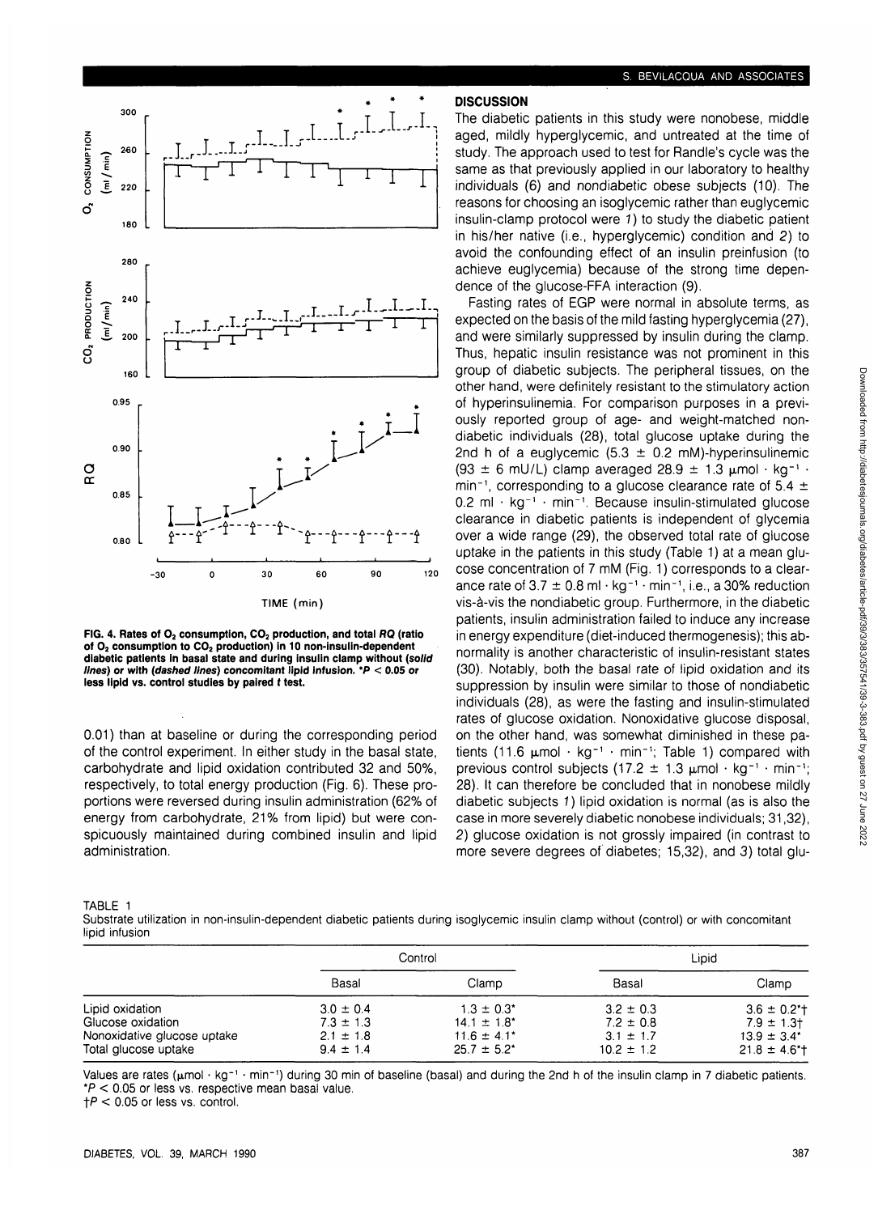FIG. 4. Rates of $O_2$ consumption, $CO_2$ production, and total *RQ* (ratio of $O_2$ consumption to $CO_2$ production) in 10 non-insulin-dependent diabetic patients in basal state and during insulin clamp without (*solid lines*) or with (*dashed lines*) concomitant lipid infusion. \*$P < 0.05$ or less lipid vs. control studies by paired *t* test.

0.01) than at baseline or during the corresponding period of the control experiment. In either study in the basal state, carbohydrate and lipid oxidation contributed 32 and 50%, respectively, to total energy production (Fig. 6). These proportions were reversed during insulin administration (62% of energy from carbohydrate, 21% from lipid) but were conspicuously maintained during combined insulin and lipid administration.

## DISCUSSION

The diabetic patients in this study were nonobese, middle aged, mildly hyperglycemic, and untreated at the time of study. The approach used to test for Randle's cycle was the same as that previously applied in our laboratory to healthy individuals (6) and nondiabetic obese subjects (10). The reasons for choosing an isoglycemic rather than euglycemic insulin-clamp protocol were *1*) to study the diabetic patient in his/her native (i.e., hyperglycemic) condition and *2*) to avoid the confounding effect of an insulin preinfusion (to achieve euglycemia) because of the strong time dependence of the glucose-FFA interaction (9).

Fasting rates of EGP were normal in absolute terms, as expected on the basis of the mild fasting hyperglycemia (27), and were similarly suppressed by insulin during the clamp. Thus, hepatic insulin resistance was not prominent in this group of diabetic subjects. The peripheral tissues, on the other hand, were definitely resistant to the stimulatory action of hyperinsulinemia. For comparison purposes in a previously reported group of age- and weight-matched nondiabetic individuals (28), total glucose uptake during the 2nd h of a euglycemic (5.3 ± 0.2 mM)-hyperinsulinemic (93 ± 6 mU/L) clamp averaged 28.9 ± 1.3 $\mu mol \cdot kg^{-1} \cdot min^{-1}$, corresponding to a glucose clearance rate of 5.4 ± 0.2 $ml \cdot kg^{-1} \cdot min^{-1}$. Because insulin-stimulated glucose clearance in diabetic patients is independent of glycemia over a wide range (29), the observed total rate of glucose uptake in the patients in this study (Table 1) at a mean glucose concentration of 7 mM (Fig. 1) corresponds to a clearance rate of 3.7 ± 0.8 $ml \cdot kg^{-1} \cdot min^{-1}$, i.e., a 30% reduction vis-à-vis the nondiabetic group. Furthermore, in the diabetic patients, insulin administration failed to induce any increase in energy expenditure (diet-induced thermogenesis); this abnormality is another characteristic of insulin-resistant states (30). Notably, both the basal rate of lipid oxidation and its suppression by insulin were similar to those of nondiabetic individuals (28), as were the fasting and insulin-stimulated rates of glucose oxidation. Nonoxidative glucose disposal, on the other hand, was somewhat diminished in these patients (11.6 $\mu mol \cdot kg^{-1} \cdot min^{-1}$; Table 1) compared with previous control subjects (17.2 ± 1.3 $\mu mol \cdot kg^{-1} \cdot min^{-1}$; 28). It can therefore be concluded that in nonobese mildly diabetic subjects *1*) lipid oxidation is normal (as is also the case in more severely diabetic nonobese individuals; 31,32), *2*) glucose oxidation is not grossly impaired (in contrast to more severe degrees of diabetes; 15,32), and *3*) total glu-

TABLE 1
Substrate utilization in non-insulin-dependent diabetic patients during isoglycemic insulin clamp without (control) or with concomitant lipid infusion

| | Control | | Lipid | |
|---|---|---|---|---|
| | Basal | Clamp | Basal | Clamp |
| Lipid oxidation | 3.0 ± 0.4 | 1.3 ± 0.3* | 3.2 ± 0.3 | 3.6 ± 0.2*† |
| Glucose oxidation | 7.3 ± 1.3 | 14.1 ± 1.8* | 7.2 ± 0.8 | 7.9 ± 1.3† |
| Nonoxidative glucose uptake | 2.1 ± 1.8 | 11.6 ± 4.1* | 3.1 ± 1.7 | 13.9 ± 3.4* |
| Total glucose uptake | 9.4 ± 1.4 | 25.7 ± 5.2* | 10.2 ± 1.2 | 21.8 ± 4.6*† |

Values are rates ($\mu mol \cdot kg^{-1} \cdot min^{-1}$) during 30 min of baseline (basal) and during the 2nd h of the insulin clamp in 7 diabetic patients.
\*$P < 0.05$ or less vs. respective mean basal value.
†$P < 0.05$ or less vs. control.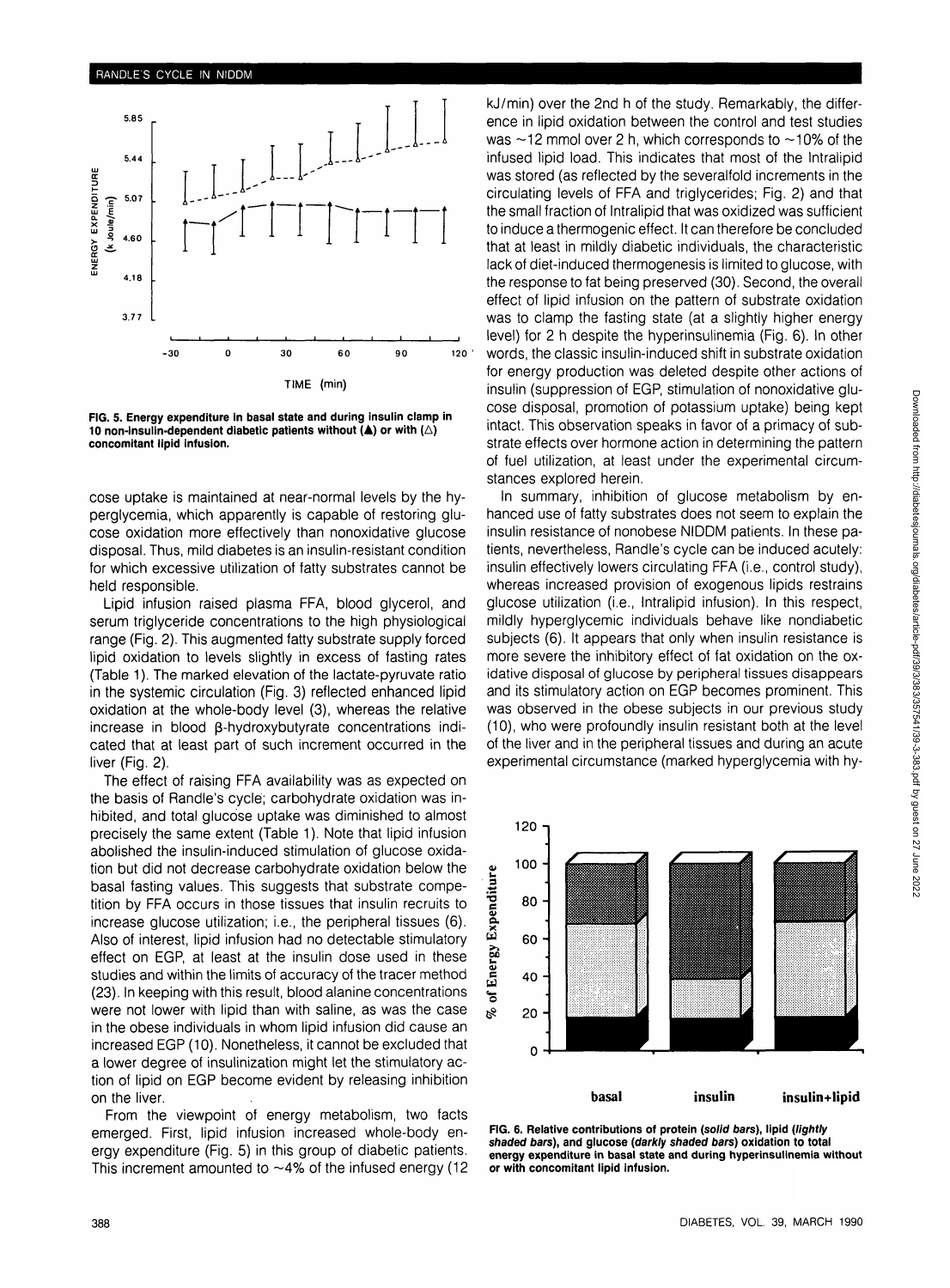FIG. 5. Energy expenditure in basal state and during insulin clamp in 10 non-insulin-dependent diabetic patients without (▲) or with (△) concomitant lipid infusion.

cose uptake is maintained at near-normal levels by the hyperglycemia, which apparently is capable of restoring glucose oxidation more effectively than nonoxidative glucose disposal. Thus, mild diabetes is an insulin-resistant condition for which excessive utilization of fatty substrates cannot be held responsible.

Lipid infusion raised plasma FFA, blood glycerol, and serum triglyceride concentrations to the high physiological range (Fig. 2). This augmented fatty substrate supply forced lipid oxidation to levels slightly in excess of fasting rates (Table 1). The marked elevation of the lactate-pyruvate ratio in the systemic circulation (Fig. 3) reflected enhanced lipid oxidation at the whole-body level (3), whereas the relative increase in blood β-hydroxybutyrate concentrations indicated that at least part of such increment occurred in the liver (Fig. 2).

The effect of raising FFA availability was as expected on the basis of Randle's cycle; carbohydrate oxidation was inhibited, and total glucose uptake was diminished to almost precisely the same extent (Table 1). Note that lipid infusion abolished the insulin-induced stimulation of glucose oxidation but did not decrease carbohydrate oxidation below the basal fasting values. This suggests that substrate competition by FFA occurs in those tissues that insulin recruits to increase glucose utilization; i.e., the peripheral tissues (6). Also of interest, lipid infusion had no detectable stimulatory effect on EGP, at least at the insulin dose used in these studies and within the limits of accuracy of the tracer method (23). In keeping with this result, blood alanine concentrations were not lower with lipid than with saline, as was the case in the obese individuals in whom lipid infusion did cause an increased EGP (10). Nonetheless, it cannot be excluded that a lower degree of insulinization might let the stimulatory action of lipid on EGP become evident by releasing inhibition on the liver.

From the viewpoint of energy metabolism, two facts emerged. First, lipid infusion increased whole-body energy expenditure (Fig. 5) in this group of diabetic patients. This increment amounted to ~4% of the infused energy (12 kJ/min) over the 2nd h of the study. Remarkably, the difference in lipid oxidation between the control and test studies was ~12 mmol over 2 h, which corresponds to ~10% of the infused lipid load. This indicates that most of the Intralipid was stored (as reflected by the severalfold increments in the circulating levels of FFA and triglycerides; Fig. 2) and that the small fraction of Intralipid that was oxidized was sufficient to induce a thermogenic effect. It can therefore be concluded that at least in mildly diabetic individuals, the characteristic lack of diet-induced thermogenesis is limited to glucose, with the response to fat being preserved (30). Second, the overall effect of lipid infusion on the pattern of substrate oxidation was to clamp the fasting state (at a slightly higher energy level) for 2 h despite the hyperinsulinemia (Fig. 6). In other words, the classic insulin-induced shift in substrate oxidation for energy production was deleted despite other actions of insulin (suppression of EGP, stimulation of nonoxidative glucose disposal, promotion of potassium uptake) being kept intact. This observation speaks in favor of a primacy of substrate effects over hormone action in determining the pattern of fuel utilization, at least under the experimental circumstances explored herein.

In summary, inhibition of glucose metabolism by enhanced use of fatty substrates does not seem to explain the insulin resistance of nonobese NIDDM patients. In these patients, nevertheless, Randle's cycle can be induced acutely: insulin effectively lowers circulating FFA (i.e., control study), whereas increased provision of exogenous lipids restrains glucose utilization (i.e., Intralipid infusion). In this respect, mildly hyperglycemic individuals behave like nondiabetic subjects (6). It appears that only when insulin resistance is more severe the inhibitory effect of fat oxidation on the oxidative disposal of glucose by peripheral tissues disappears and its stimulatory action on EGP becomes prominent. This was observed in the obese subjects in our previous study (10), who were profoundly insulin resistant both at the level of the liver and in the peripheral tissues and during an acute experimental circumstance (marked hyperglycemia with hy-

FIG. 6. Relative contributions of protein (*solid bars*), lipid (*lightly shaded bars*), and glucose (*darkly shaded bars*) oxidation to total energy expenditure in basal state and during hyperinsulinemia without or with concomitant lipid infusion.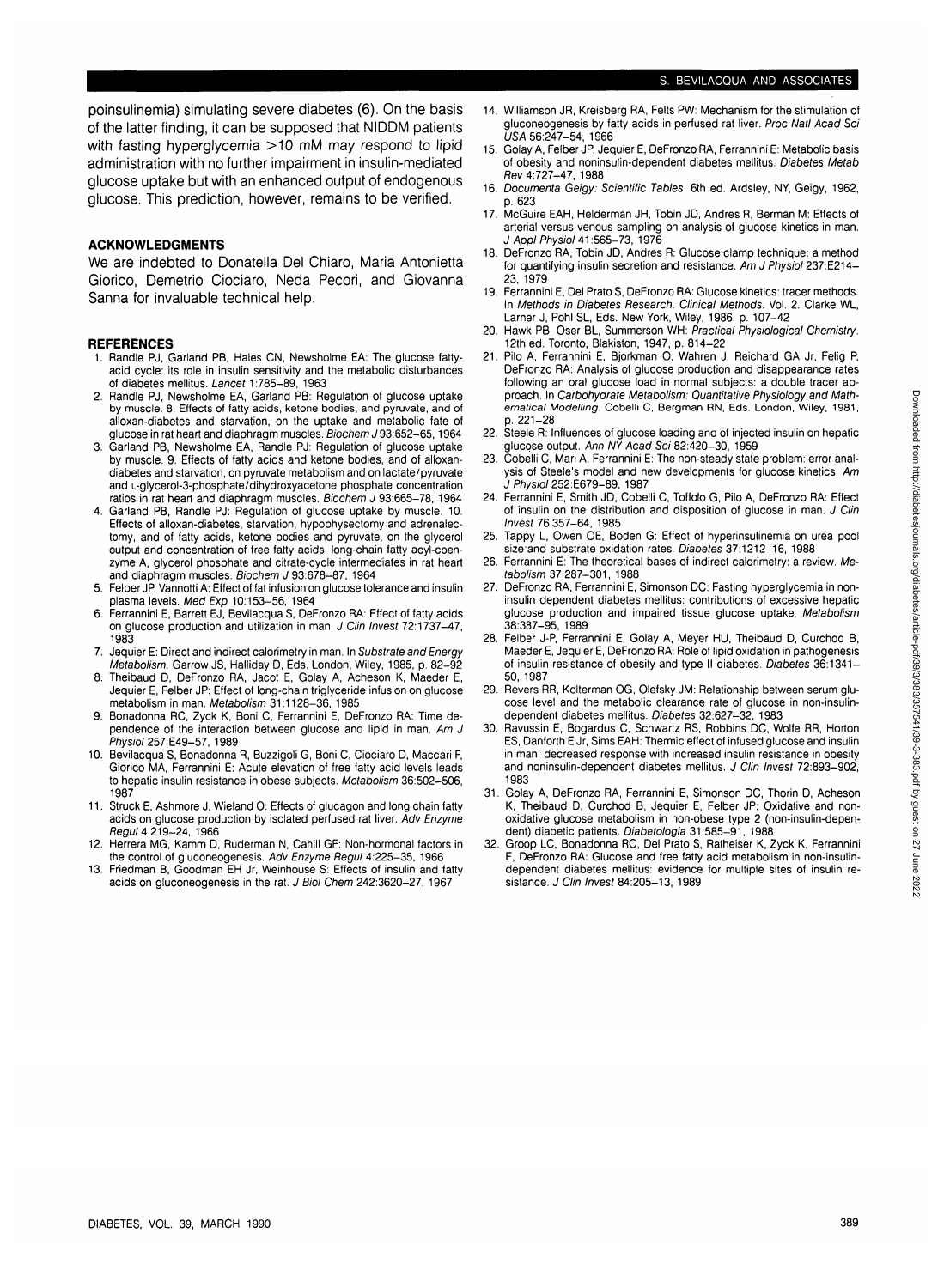poinsulinemia) simulating severe diabetes (6). On the basis of the latter finding, it can be supposed that NIDDM patients with fasting hyperglycemia >10 mM may respond to lipid administration with no further impairment in insulin-mediated glucose uptake but with an enhanced output of endogenous glucose. This prediction, however, remains to be verified.

## ACKNOWLEDGMENTS

We are indebted to Donatella Del Chiaro, Maria Antonietta Giorico, Demetrio Ciociaro, Neda Pecori, and Giovanna Sanna for invaluable technical help.

## REFERENCES

1. Randle PJ, Garland PB, Hales CN, Newsholme EA: The glucose fatty-acid cycle: its role in insulin sensitivity and the metabolic disturbances of diabetes mellitus. *Lancet* 1:785–89, 1963
2. Randle PJ, Newsholme EA, Garland PB: Regulation of glucose uptake by muscle. 8. Effects of fatty acids, ketone bodies, and pyruvate, and of alloxan-diabetes and starvation, on the uptake and metabolic fate of glucose in rat heart and diaphragm muscles. *Biochem J* 93:652–65, 1964
3. Garland PB, Newsholme EA, Randle PJ: Regulation of glucose uptake by muscle. 9. Effects of fatty acids and ketone bodies, and of alloxan-diabetes and starvation, on pyruvate metabolism and on lactate/pyruvate and L-glycerol-3-phosphate/dihydroxyacetone phosphate concentration ratios in rat heart and diaphragm muscles. *Biochem J* 93:665–78, 1964
4. Garland PB, Randle PJ: Regulation of glucose uptake by muscle. 10. Effects of alloxan-diabetes, starvation, hypophysectomy and adrenalectomy, and of fatty acids, ketone bodies and pyruvate, on the glycerol output and concentration of free fatty acids, long-chain fatty acyl-coenzyme A, glycerol phosphate and citrate-cycle intermediates in rat heart and diaphragm muscles. *Biochem J* 93:678–87, 1964
5. Felber JP, Vannotti A: Effect of fat infusion on glucose tolerance and insulin plasma levels. *Med Exp* 10:153–56, 1964
6. Ferrannini E, Barrett EJ, Bevilacqua S, DeFronzo RA: Effect of fatty acids on glucose production and utilization in man. *J Clin Invest* 72:1737–47, 1983
7. Jequier E: Direct and indirect calorimetry in man. In *Substrate and Energy Metabolism.* Garrow JS, Halliday D, Eds. London, Wiley, 1985, p. 82–92
8. Theibaud D, DeFronzo RA, Jacot E, Golay A, Acheson K, Maeder E, Jequier E, Felber JP: Effect of long-chain triglyceride infusion on glucose metabolism in man. *Metabolism* 31:1128–36, 1985
9. Bonadonna RC, Zyck K, Boni C, Ferrannini E, DeFronzo RA: Time dependence of the interaction between glucose and lipid in man. *Am J Physiol* 257:E49–57, 1989
10. Bevilacqua S, Bonadonna R, Buzzigoli G, Boni C, Ciociaro D, Maccari F, Giorico MA, Ferrannini E: Acute elevation of free fatty acid levels leads to hepatic insulin resistance in obese subjects. *Metabolism* 36:502–506, 1987
11. Struck E, Ashmore J, Wieland O: Effects of glucagon and long chain fatty acids on glucose production by isolated perfused rat liver. *Adv Enzyme Regul* 4:219–24, 1966
12. Herrera MG, Kamm D, Ruderman N, Cahill GF: Non-hormonal factors in the control of gluconeogenesis. *Adv Enzyme Regul* 4:225–35, 1966
13. Friedman B, Goodman EH Jr, Weinhouse S: Effects of insulin and fatty acids on gluconeogenesis in the rat. *J Biol Chem* 242:3620–27, 1967
14. Williamson JR, Kreisberg RA, Felts PW: Mechanism for the stimulation of gluconeogenesis by fatty acids in perfused rat liver. *Proc Natl Acad Sci USA* 56:247–54, 1966
15. Golay A, Felber JP, Jequier E, DeFronzo RA, Ferrannini E: Metabolic basis of obesity and noninsulin-dependent diabetes mellitus. *Diabetes Metab Rev* 4:727–47, 1988
16. *Documenta Geigy: Scientific Tables.* 6th ed. Ardsley, NY, Geigy, 1962, p. 623
17. McGuire EAH, Helderman JH, Tobin JD, Andres R, Berman M: Effects of arterial versus venous sampling on analysis of glucose kinetics in man. *J Appl Physiol* 41:565–73, 1976
18. DeFronzo RA, Tobin JD, Andres R: Glucose clamp technique: a method for quantifying insulin secretion and resistance. *Am J Physiol* 237:E214–23, 1979
19. Ferrannini E, Del Prato S, DeFronzo RA: Glucose kinetics: tracer methods. In *Methods in Diabetes Research. Clinical Methods.* Vol. 2. Clarke WL, Larner J, Pohl SL, Eds. New York, Wiley, 1986, p. 107–42
20. Hawk PB, Oser BL, Summerson WH: *Practical Physiological Chemistry.* 12th ed. Toronto, Blakiston, 1947, p. 814–22
21. Pilo A, Ferrannini E, Bjorkman O, Wahren J, Reichard GA Jr, Felig P, DeFronzo RA: Analysis of glucose production and disappearance rates following an oral glucose load in normal subjects: a double tracer approach. In *Carbohydrate Metabolism: Quantitative Physiology and Mathematical Modelling.* Cobelli C, Bergman RN, Eds. London, Wiley, 1981, p. 221–28
22. Steele R: Influences of glucose loading and of injected insulin on hepatic glucose output. *Ann NY Acad Sci* 82:420–30, 1959
23. Cobelli C, Mari A, Ferrannini E: The non-steady state problem: error analysis of Steele's model and new developments for glucose kinetics. *Am J Physiol* 252:E679–89, 1987
24. Ferrannini E, Smith JD, Cobelli C, Toffolo G, Pilo A, DeFronzo RA: Effect of insulin on the distribution and disposition of glucose in man. *J Clin Invest* 76:357–64, 1985
25. Tappy L, Owen OE, Boden G: Effect of hyperinsulinemia on urea pool size and substrate oxidation rates. *Diabetes* 37:1212–16, 1988
26. Ferrannini E: The theoretical bases of indirect calorimetry: a review. *Metabolism* 37:287–301, 1988
27. DeFronzo RA, Ferrannini E, Simonson DC: Fasting hyperglycemia in non-insulin dependent diabetes mellitus: contributions of excessive hepatic glucose production and impaired tissue glucose uptake. *Metabolism* 38:387–95, 1989
28. Felber J-P, Ferrannini E, Golay A, Meyer HU, Theibaud D, Curchod B, Maeder E, Jequier E, DeFronzo RA: Role of lipid oxidation in pathogenesis of insulin resistance of obesity and type II diabetes. *Diabetes* 36:1341–50, 1987
29. Revers RR, Kolterman OG, Olefsky JM: Relationship between serum glucose level and the metabolic clearance rate of glucose in non-insulin-dependent diabetes mellitus. *Diabetes* 32:627–32, 1983
30. Ravussin E, Bogardus C, Schwartz RS, Robbins DC, Wolfe RR, Horton ES, Danforth E Jr, Sims EAH: Thermic effect of infused glucose and insulin in man: decreased response with increased insulin resistance in obesity and noninsulin-dependent diabetes mellitus. *J Clin Invest* 72:893–902, 1983
31. Golay A, DeFronzo RA, Ferrannini E, Simonson DC, Thorin D, Acheson K, Theibaud D, Curchod B, Jequier E, Felber JP: Oxidative and non-oxidative glucose metabolism in non-obese type 2 (non-insulin-dependent) diabetic patients. *Diabetologia* 31:585–91, 1988
32. Groop LC, Bonadonna RC, Del Prato S, Ratheiser K, Zyck K, Ferrannini E, DeFronzo RA: Glucose and free fatty acid metabolism in non-insulin-dependent diabetes mellitus: evidence for multiple sites of insulin resistance. *J Clin Invest* 84:205–13, 1989